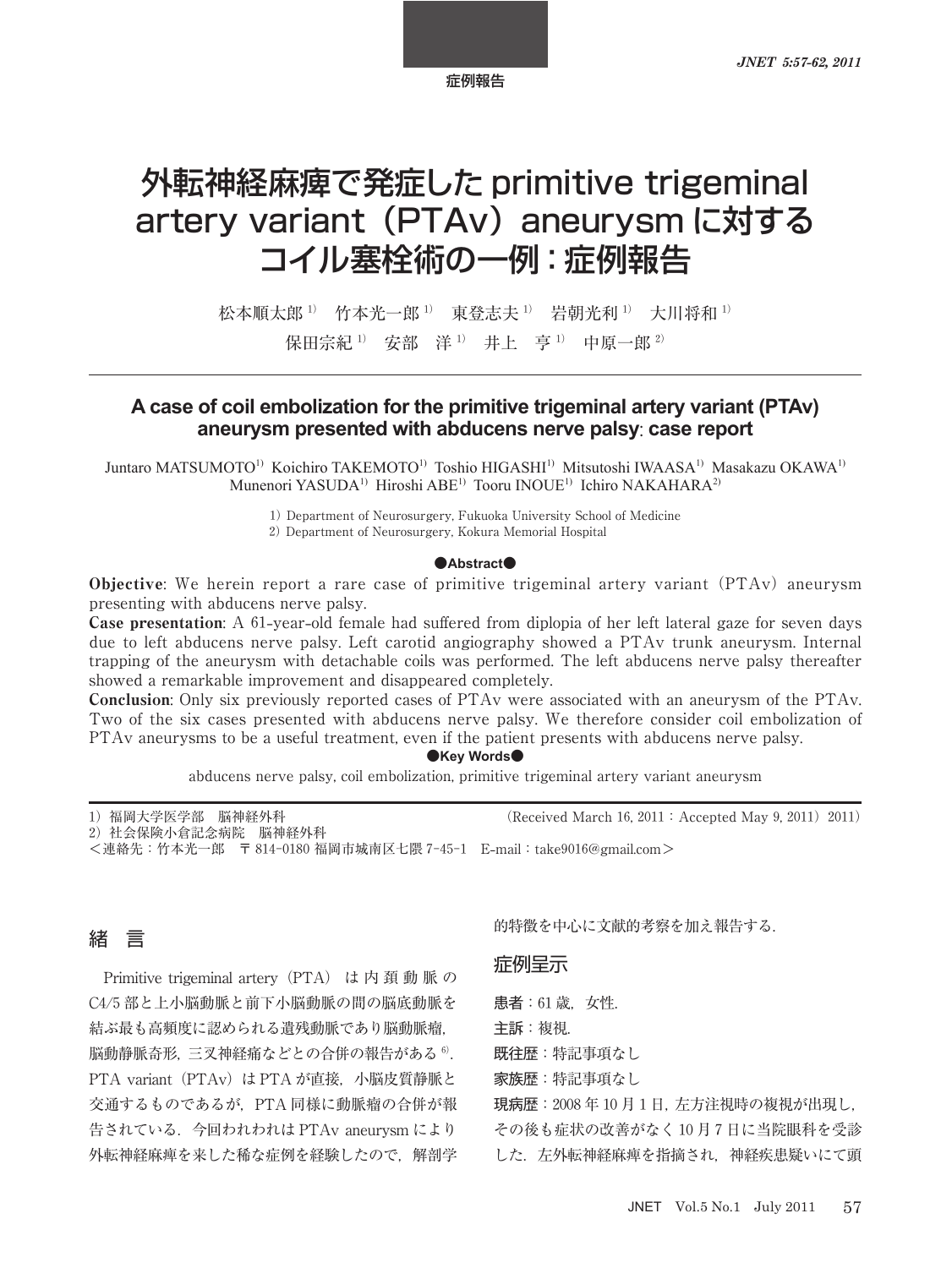症例報告

# 外転神経麻痺で発症した primitive trigeminal artery variant（PTAv）aneurysm に対するコイル塞栓術の一例：症例報告

松本順太郎[1]　竹本光一郎[1]　東登志夫[1]　岩朝光利[1]　大川将和[1]
保田宗紀[1]　安部　洋[1]　井上　亨[1]　中原一郎[2]

## A case of coil embolization for the primitive trigeminal artery variant (PTAv) aneurysm presented with abducens nerve palsy: case report

Juntaro MATSUMOTO[1] Koichiro TAKEMOTO[1] Toshio HIGASHI[1] Mitsutoshi IWAASA[1] Masakazu OKAWA[1]
Munenori YASUDA[1] Hiroshi ABE[1] Tooru INOUE[1] Ichiro NAKAHARA[2]

1) Department of Neurosurgery, Fukuoka University School of Medicine
2) Department of Neurosurgery, Kokura Memorial Hospital

●Abstract●

**Objective**: We herein report a rare case of primitive trigeminal artery variant (PTAv) aneurysm presenting with abducens nerve palsy.

**Case presentation**: A 61-year-old female had suffered from diplopia of her left lateral gaze for seven days due to left abducens nerve palsy. Left carotid angiography showed a PTAv trunk aneurysm. Internal trapping of the aneurysm with detachable coils was performed. The left abducens nerve palsy thereafter showed a remarkable improvement and disappeared completely.

**Conclusion**: Only six previously reported cases of PTAv were associated with an aneurysm of the PTAv. Two of the six cases presented with abducens nerve palsy. We therefore consider coil embolization of PTAv aneurysms to be a useful treatment, even if the patient presents with abducens nerve palsy.

●Key Words●

abducens nerve palsy, coil embolization, primitive trigeminal artery variant aneurysm

1）福岡大学医学部　脳神経外科
2）社会保険小倉記念病院　脳神経外科
＜連絡先：竹本光一郎　〒 814-0180 福岡市城南区七隈 7-45-1　E-mail：take9016@gmail.com＞

(Received March 16, 2011：Accepted May 9, 2011) 2011)

## 緒　言

Primitive trigeminal artery（PTA）は内頚動脈の C4/5 部と上小脳動脈と前下小脳動脈の間の脳底動脈を結ぶ最も高頻度に認められる遺残動脈であり脳動脈瘤，脳動静脈奇形，三叉神経痛などとの合併の報告がある[6]．PTA variant（PTAv）は PTA が直接，小脳皮質動脈と交通するものであるが，PTA 同様に動脈瘤の合併が報告されている．今回われわれは PTAv aneurysm により外転神経麻痺を来した稀な症例を経験したので，解剖学的特徴を中心に文献的考察を加え報告する．

## 症例呈示

**患者**：61 歳，女性．

**主訴**：複視．

**既往歴**：特記事項なし

**家族歴**：特記事項なし

**現病歴**：2008 年 10 月 1 日，左方注視時の複視が出現し，その後も症状の改善がなく 10 月 7 日に当院眼科を受診した．左外転神経麻痺を指摘され，神経疾患疑いにて頭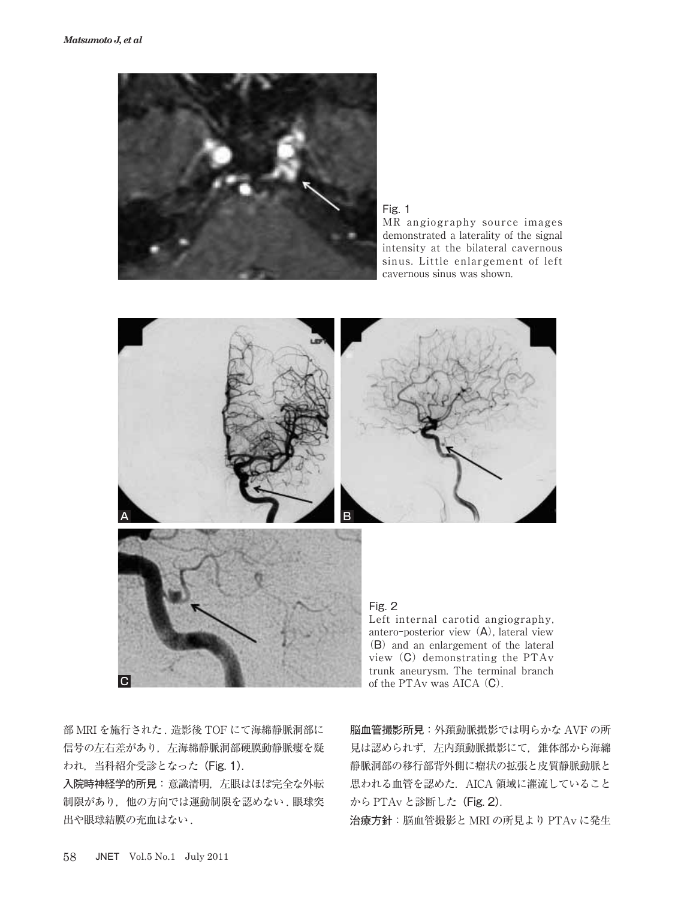Fig. 1
MR angiography source images demonstrated a laterality of the signal intensity at the bilateral cavernous sinus. Little enlargement of left cavernous sinus was shown.

Fig. 2
Left internal carotid angiography, antero-posterior view (A), lateral view (B) and an enlargement of the lateral view (C) demonstrating the PTAv trunk aneurysm. The terminal branch of the PTAv was AICA (C).

部 MRI を施行された．造影後 TOF にて海綿静脈洞部に信号の左右差があり，左海綿静脈洞部硬膜動静脈瘻を疑われ，当科紹介受診となった（Fig. 1）．

**入院時神経学的所見**：意識清明，左眼はほぼ完全な外転制限があり，他の方向では運動制限を認めない．眼球突出や眼球結膜の充血はない．

**脳血管撮影所見**：外頸動脈撮影では明らかな AVF の所見は認められず，左内頸動脈撮影にて，錐体部から海綿静脈洞部の移行部背外側に瘤状の拡張と皮質静脈動脈と思われる血管を認めた．AICA 領域に灌流していることから PTAv と診断した（Fig. 2）．

**治療方針**：脳血管撮影と MRI の所見より PTAv に発生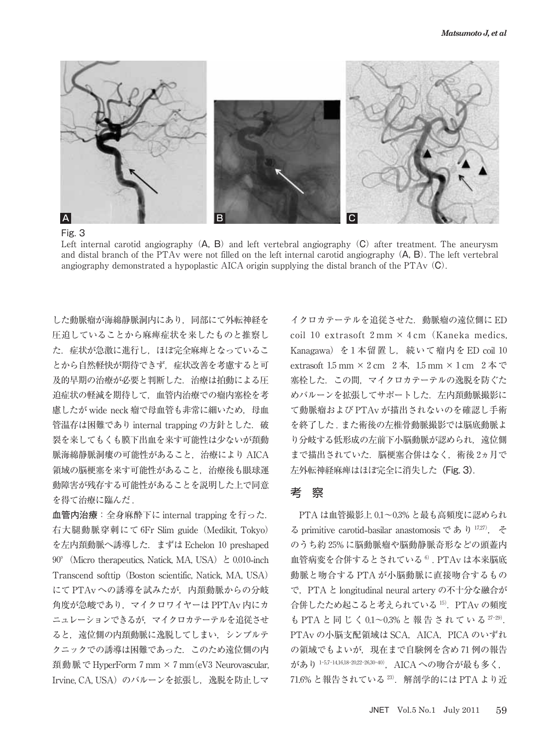Fig. 3

Left internal carotid angiography（A, B）and left vertebral angiography（C）after treatment. The aneurysm and distal branch of the PTAv were not filled on the left internal carotid angiography（A, B）. The left vertebral angiography demonstrated a hypoplastic AICA origin supplying the distal branch of the PTAv（C）.

した動脈瘤が海綿静脈洞内にあり，同部にて外転神経を圧迫していることから麻痺症状を来したものと推察した．症状が急激に進行し，ほぼ完全麻痺となっていることから自然軽快が期待できず，症状改善を考慮すると可及的早期の治療が必要と判断した．治療は拍動による圧迫症状の軽減を期待して，血管内治療での瘤内塞栓を考慮したが wide neck 瘤で母血管も非常に細いため，母血管温存は困難であり internal trapping の方針とした．破裂を来してもくも膜下出血を来す可能性は少ないが頚動脈海綿静脈洞瘻の可能性があること，治療により AICA 領域の脳梗塞を来す可能性があること，治療後も眼球運動障害が残存する可能性があることを説明した上で同意を得て治療に臨んだ．

**血管内治療**：全身麻酔下に internal trapping を行った．右大腿動脈穿刺にて 6Fr Slim guide（Medikit, Tokyo）を左内頚動脈へ誘導した．まずは Echelon 10 preshaped 90°（Micro therapeutics, Natick, MA, USA）と 0.010-inch Transcend softtip（Boston scientific, Natick, MA, USA）にて PTAv への誘導を試みたが，内頚動脈からの分岐角度が急峻であり，マイクロワイヤーは PPTAv 内にカニュレーションできるが，マイクロカテーテルを追従させると，遠位側の内頚動脈に逸脱してしまい，シンプルテクニックでの誘導は困難であった．このため遠位側の内頚動脈で HyperForm 7 mm × 7 mm（eV3 Neurovascular, Irvine, CA, USA）のバルーンを拡張し，逸脱を防止しマイクロカテーテルを追従させた．動脈瘤の遠位側に ED coil 10 extrasoft 2 mm × 4 cm（Kaneka medics, Kanagawa）を 1 本留置し，続いて瘤内を ED coil 10 extrasoft 1.5 mm × 2 cm 2 本，1.5 mm × 1 cm 2 本で塞栓した．この間，マイクロカテーテルの逸脱を防ぐためバルーンを拡張してサポートした．左内頚動脈撮影にて動脈瘤および PTAv が描出されないのを確認し手術を終了した．また術後の左椎骨動脈撮影では脳底動脈より分岐する低形成の左前下小脳動脈が認められ，遠位側まで描出されていた．脳梗塞合併はなく，術後 2ヵ月で左外転神経麻痺はほぼ完全に消失した（**Fig. 3**）．

## 考　察

PTA は血管撮影上 0.1〜0.3% と最も高頻度に認められる primitive carotid-basilar anastomosis であり[17,27]，そのうち約 25% に脳動脈瘤や脳動静脈奇形などの頭蓋内血管病変を合併するとされている[6]．PTAv は本来脳底動脈と吻合する PTA が小脳動脈に直接吻合するもので，PTA と longitudinal neural artery の不十分な融合が合併したため起こると考えられている[15]．PTAv の頻度も PTA と同じく 0.1〜0.3% と報告されている[27-29]．PTAv の小脳支配領域は SCA，AICA，PICA のいずれの領域でもよいが，現在まで自験例を含め 71 例の報告があり[1-5,7-14,16,18-20,22-26,30-40]，AICA への吻合が最も多く，71.6% と報告されている[23]．解剖学的には PTA より近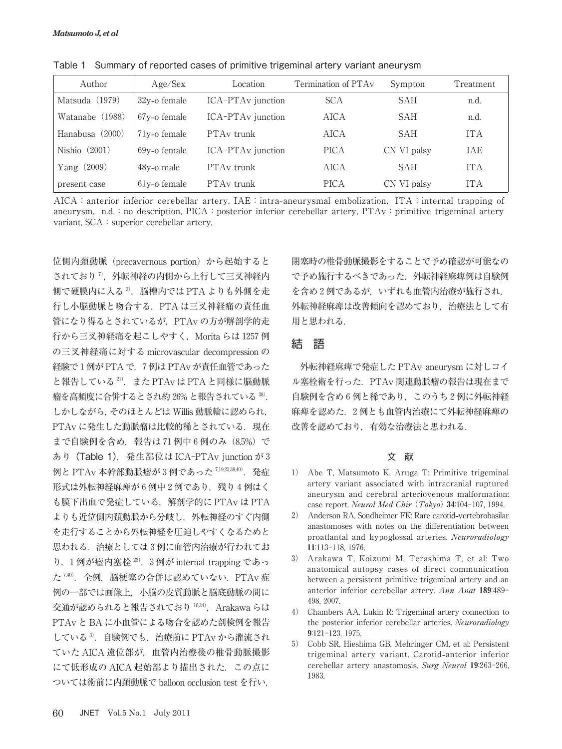Table 1 Summary of reported cases of primitive trigeminal artery variant aneurysm

| Author | Age/Sex | Location | Termination of PTAv | Sympton | Treatment |
|---|---|---|---|---|---|
| Matsuda（1979） | 32y-o female | ICA-PTAv junction | SCA | SAH | n.d. |
| Watanabe（1988） | 67y-o female | ICA-PTAv junction | AICA | SAH | n.d. |
| Hanabusa（2000） | 71y-o female | PTAv trunk | AICA | SAH | ITA |
| Nishio（2001） | 69y-o female | ICA-PTAv junction | PICA | CN VI palsy | IAE |
| Yang（2009） | 48y-o male | PTAv trunk | AICA | SAH | ITA |
| present case | 61y-o female | PTAv trunk | PICA | CN VI palsy | ITA |

AICA：anterior inferior cerebellar artery, IAE：intra-aneurysmal embolization, ITA：internal trapping of aneurysm, n.d.：no description, PICA：posterior inferior cerebellar artery, PTAv：primitive trigeminal artery variant, SCA：superior cerebellar artery.

位側内頚動脈（precavernous portion）から起始するとされており[7]，外転神経の内側から上行して三叉神経内側で硬膜内に入る[3]．脳槽内ではPTAよりも外側を走行し小脳動脈と吻合する．PTAは三叉神経痛の責任血管になり得るとされているが，PTAvの方が解剖学的走行から三叉神経痛を起こしやすく，Moritaらは1257例の三叉神経痛に対するmicrovascular decompressionの経験で1例がPTAで，7例はPTAvが責任血管であったと報告している[21]．またPTAvはPTAと同様に脳動脈瘤を高頻度に合併するとされ約26%と報告されている[38]．しかしながら，そのほとんどはWillis動脈輪に認められ，PTAvに発生した動脈瘤は比較的稀とされている．現在まで自験例を含め，報告は71例中6例のみ（8.5%）であり（**Table 1**），発生部位はICA-PTAv junctionが3例とPTAv本幹部動脈瘤が3例であった[7,19,23,38,40]．発症形式は外転神経麻痺が6例中2例であり，残り4例はくも膜下出血で発症している．解剖学的にPTAvはPTAよりも近位側内頚動脈から分岐し，外転神経のすぐ内側を走行することから外転神経を圧迫しやすくなるためと思われる．治療としては3例に血管内治療が行われており，1例が瘤内塞栓[23]，3例がinternal trappingであった[7,40]．全例，脳梗塞の合併は認めていない．PTAv症例の一部では画像上，小脳の皮質動脈と脳底動脈の間に交通が認められると報告されており[10,34]，ArakawaらはPTAvとBAに小血管による吻合を認めた剖検例を報告している[3]．自験例でも，治療前にPTAvから灌流されていたAICA遠位部が，血管内治療後の椎骨動脈撮影にて低形成のAICA起始部より描出された．この点については術前に内頚動脈でballoon occlusion testを行い，閉塞時の椎骨動脈撮影をすることで予め確認が可能なので予め施行するべきであった．外転神経麻痺例は自験例を含め2例であるが，いずれも血管内治療が施行され，外転神経麻痺は改善傾向を認めており，治療法として有用と思われる．

## 結　語

外転神経麻痺で発症したPTAv aneurysmに対しコイル塞栓術を行った．PTAv関連動脈瘤の報告は現在まで自験例を含め6例と稀であり，このうち2例に外転神経麻痺を認めた．2例とも血管内治療にて外転神経麻痺の改善を認めており，有効な治療法と思われる．

## 文　献

1) Abe T, Matsumoto K, Aruga T: Primitive trigeminal artery variant associated with intracranial ruptured aneurysm and cerebral arteriovenous malformation: case report. *Neurol Med Chir*（*Tokyo*）**34**:104-107, 1994.
2) Anderson RA, Sondheimer FK: Rare carotid-vertebrobasilar anastomoses with notes on the differentiation between proatlantal and hypoglossal arteries. *Neuroradiology* **11**:113-118, 1976.
3) Arakawa T, Koizumi M, Terashima T, et al: Two anatomical autopsy cases of direct communication between a persistent primitive trigeminal artery and an anterior inferior cerebellar artery. *Ann Anat* **189**:489-498, 2007.
4) Chambers AA, Lukin R: Trigeminal artery connection to the posterior inferior cerebellar arteries. *Neuroradiology* **9**:121-123, 1975.
5) Cobb SR, Hieshima GB, Mehringer CM, et al: Persistent trigeminal artery variant. Carotid-anterior inferior cerebellar artery anastomosis. *Surg Neurol* **19**:263-266, 1983.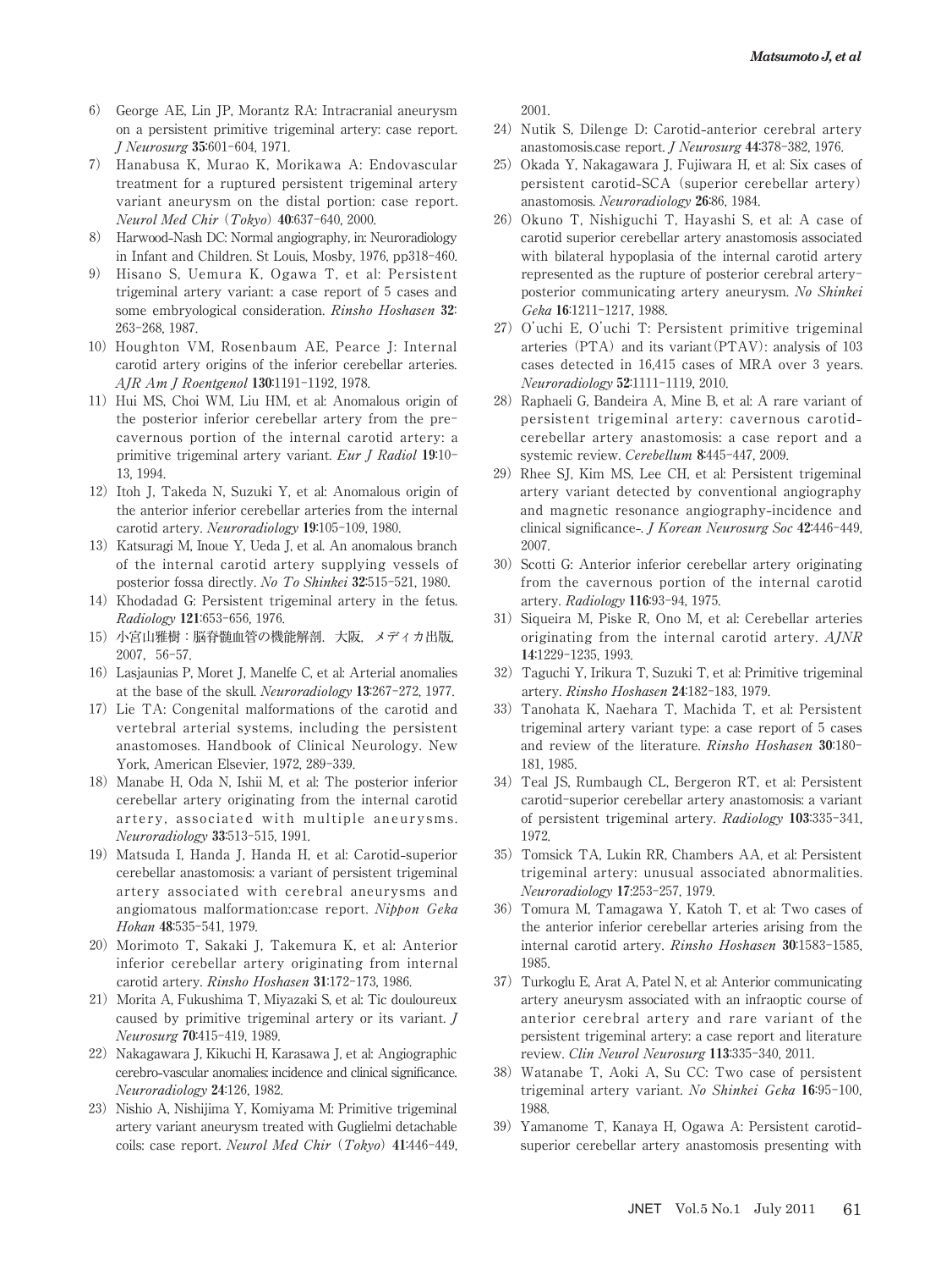6) George AE, Lin JP, Morantz RA: Intracranial aneurysm on a persistent primitive trigeminal artery: case report. *J Neurosurg* **35**:601-604, 1971.

7) Hanabusa K, Murao K, Morikawa A: Endovascular treatment for a ruptured persistent trigeminal artery variant aneurysm on the distal portion: case report. *Neurol Med Chir (Tokyo)* **40**:637-640, 2000.

8) Harwood-Nash DC: Normal angiography, in: Neuroradiology in Infant and Children. St Louis, Mosby, 1976, pp318-460.

9) Hisano S, Uemura K, Ogawa T, et al: Persistent trigeminal artery variant: a case report of 5 cases and some embryological consideration. *Rinsho Hoshasen* **32**: 263-268, 1987.

10) Houghton VM, Rosenbaum AE, Pearce J: Internal carotid artery origins of the inferior cerebellar arteries. *AJR Am J Roentgenol* **130**:1191-1192, 1978.

11) Hui MS, Choi WM, Liu HM, et al: Anomalous origin of the posterior inferior cerebellar artery from the pre-cavernous portion of the internal carotid artery: a primitive trigeminal artery variant. *Eur J Radiol* **19**:10-13, 1994.

12) Itoh J, Takeda N, Suzuki Y, et al: Anomalous origin of the anterior inferior cerebellar arteries from the internal carotid artery. *Neuroradiology* **19**:105-109, 1980.

13) Katsuragi M, Inoue Y, Ueda J, et al. An anomalous branch of the internal carotid artery supplying vessels of posterior fossa directly. *No To Shinkei* **32**:515-521, 1980.

14) Khodadad G: Persistent trigeminal artery in the fetus. *Radiology* **121**:653-656, 1976.

15) 小宮山雅樹：脳脊髄血管の機能解剖．大阪，メディカ出版，2007，56-57.

16) Lasjaunias P, Moret J, Manelfe C, et al: Arterial anomalies at the base of the skull. *Neuroradiology* **13**:267-272, 1977.

17) Lie TA: Congenital malformations of the carotid and vertebral arterial systems, including the persistent anastomoses. Handbook of Clinical Neurology. New York, American Elsevier, 1972, 289-339.

18) Manabe H, Oda N, Ishii M, et al: The posterior inferior cerebellar artery originating from the internal carotid artery, associated with multiple aneurysms. *Neuroradiology* **33**:513-515, 1991.

19) Matsuda I, Handa J, Handa H, et al: Carotid-superior cerebellar anastomosis: a variant of persistent trigeminal artery associated with cerebral aneurysms and angiomatous malformation:case report. *Nippon Geka Hokan* **48**:535-541, 1979.

20) Morimoto T, Sakaki J, Takemura K, et al: Anterior inferior cerebellar artery originating from internal carotid artery. *Rinsho Hoshasen* **31**:172-173, 1986.

21) Morita A, Fukushima T, Miyazaki S, et al: Tic douloureux caused by primitive trigeminal artery or its variant. *J Neurosurg* **70**:415-419, 1989.

22) Nakagawara J, Kikuchi H, Karasawa J, et al: Angiographic cerebro-vascular anomalies: incidence and clinical significance. *Neuroradiology* **24**:126, 1982.

23) Nishio A, Nishijima Y, Komiyama M: Primitive trigeminal artery variant aneurysm treated with Guglielmi detachable coils: case report. *Neurol Med Chir (Tokyo)* **41**:446-449, 2001.

24) Nutik S, Dilenge D: Carotid-anterior cerebral artery anastomosis.case report. *J Neurosurg* **44**:378-382, 1976.

25) Okada Y, Nakagawara J, Fujiwara H, et al: Six cases of persistent carotid-SCA (superior cerebellar artery) anastomosis. *Neuroradiology* **26**:86, 1984.

26) Okuno T, Nishiguchi T, Hayashi S, et al: A case of carotid superior cerebellar artery anastomosis associated with bilateral hypoplasia of the internal carotid artery represented as the rupture of posterior cerebral artery-posterior communicating artery aneurysm. *No Shinkei Geka* **16**:1211-1217, 1988.

27) O'uchi E, O'uchi T: Persistent primitive trigeminal arteries (PTA) and its variant(PTAV): analysis of 103 cases detected in 16,415 cases of MRA over 3 years. *Neuroradiology* **52**:1111-1119, 2010.

28) Raphaeli G, Bandeira A, Mine B, et al: A rare variant of persistent trigeminal artery: cavernous carotid-cerebellar artery anastomosis: a case report and a systemic review. *Cerebellum* **8**:445-447, 2009.

29) Rhee SJ, Kim MS, Lee CH, et al: Persistent trigeminal artery variant detected by conventional angiography and magnetic resonance angiography-incidence and clinical significance-. *J Korean Neurosurg Soc* **42**:446-449, 2007.

30) Scotti G: Anterior inferior cerebellar artery originating from the cavernous portion of the internal carotid artery. *Radiology* **116**:93-94, 1975.

31) Siqueira M, Piske R, Ono M, et al: Cerebellar arteries originating from the internal carotid artery. *AJNR* **14**:1229-1235, 1993.

32) Taguchi Y, Irikura T, Suzuki T, et al: Primitive trigeminal artery. *Rinsho Hoshasen* **24**:182-183, 1979.

33) Tanohata K, Naehara T, Machida T, et al: Persistent trigeminal artery variant type: a case report of 5 cases and review of the literature. *Rinsho Hoshasen* **30**:180-181, 1985.

34) Teal JS, Rumbaugh CL, Bergeron RT, et al: Persistent carotid-superior cerebellar artery anastomosis: a variant of persistent trigeminal artery. *Radiology* **103**:335-341, 1972.

35) Tomsick TA, Lukin RR, Chambers AA, et al: Persistent trigeminal artery: unusual associated abnormalities. *Neuroradiology* **17**:253-257, 1979.

36) Tomura M, Tamagawa Y, Katoh T, et al: Two cases of the anterior inferior cerebellar arteries arising from the internal carotid artery. *Rinsho Hoshasen* **30**:1583-1585, 1985.

37) Turkoglu E, Arat A, Patel N, et al: Anterior communicating artery aneurysm associated with an infraoptic course of anterior cerebral artery and rare variant of the persistent trigeminal artery: a case report and literature review. *Clin Neurol Neurosurg* **113**:335-340, 2011.

38) Watanabe T, Aoki A, Su CC: Two case of persistent trigeminal artery variant. *No Shinkei Geka* **16**:95-100, 1988.

39) Yamanome T, Kanaya H, Ogawa A: Persistent carotid-superior cerebellar artery anastomosis presenting with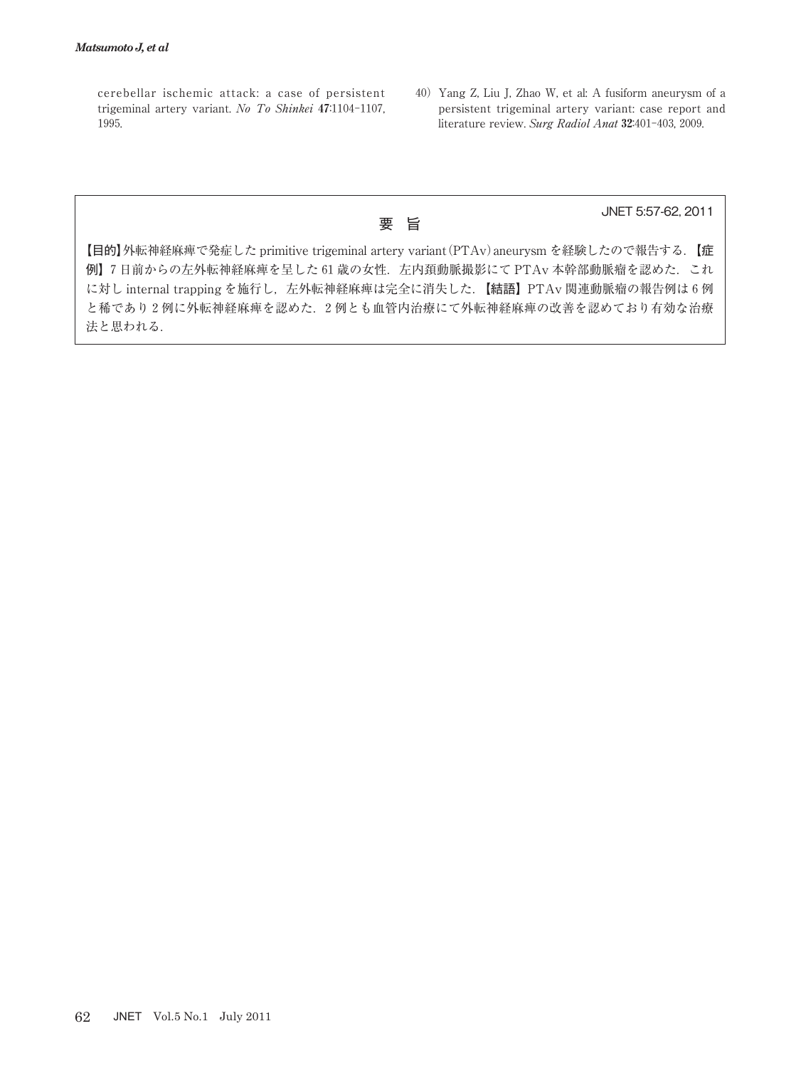cerebellar ischemic attack: a case of persistent trigeminal artery variant. *No To Shinkei* **47**:1104–1107, 1995.

40) Yang Z, Liu J, Zhao W, et al: A fusiform aneurysm of a persistent trigeminal artery variant: case report and literature review. *Surg Radiol Anat* **32**:401–403, 2009.

JNET 5:57-62, 2011

## 要　旨

**【目的】**外転神経麻痺で発症した primitive trigeminal artery variant（PTAv）aneurysm を経験したので報告する．**【症例】**7 日前からの左外転神経麻痺を呈した 61 歳の女性．左内頚動脈撮影にて PTAv 本幹部動脈瘤を認めた．これに対し internal trapping を施行し，左外転神経麻痺は完全に消失した．**【結語】**PTAv 関連動脈瘤の報告例は 6 例と稀であり 2 例に外転神経麻痺を認めた．2 例とも血管内治療にて外転神経麻痺の改善を認めており有効な治療法と思われる．